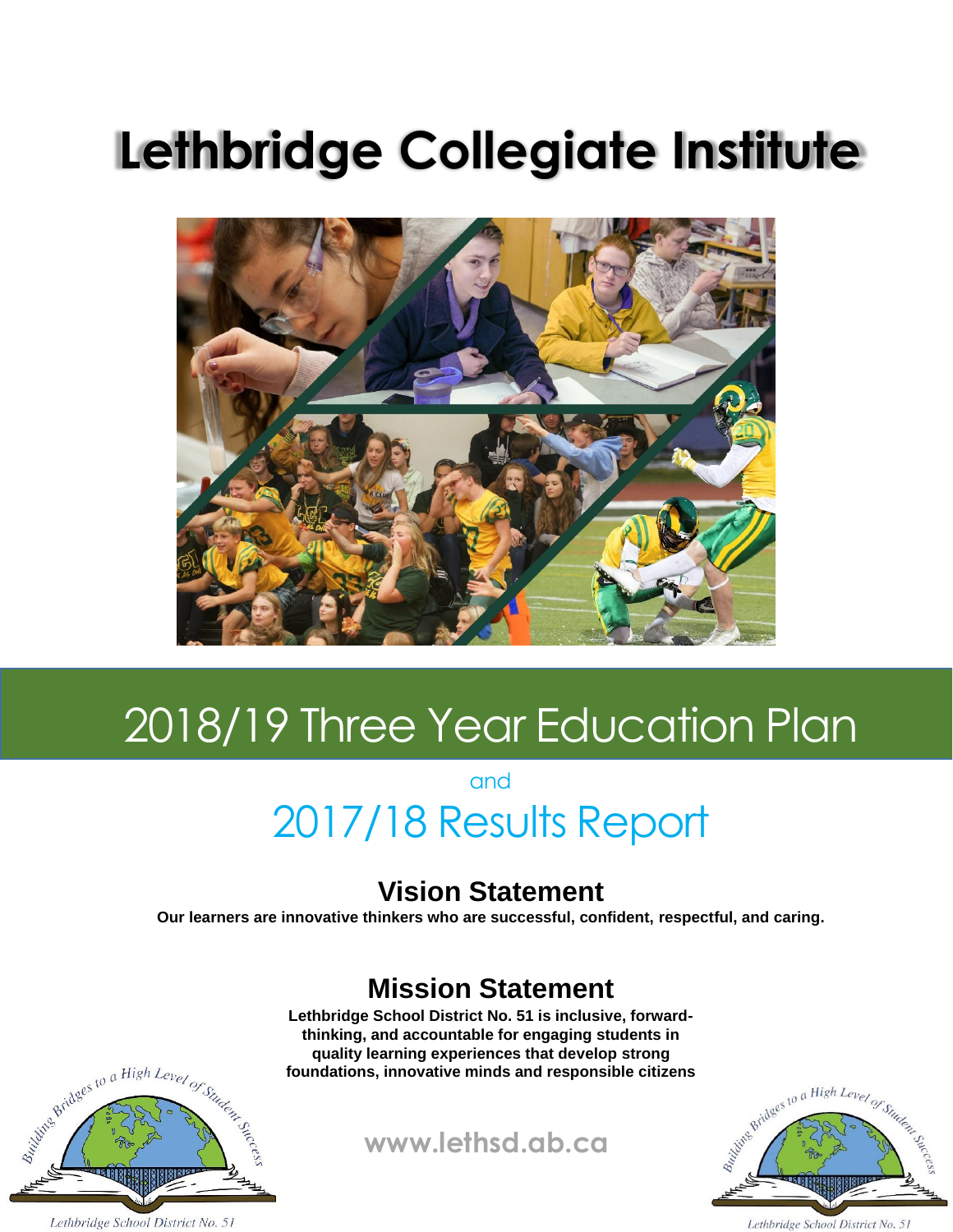# Lethbridge Collegiate Institute

## 2018/19 Three Year Education Plan

and

## 2017/18 Results Report

### Vision Statement

**Our learners are innovative thinkers who are successful, confident, respectful, and caring.**

### Mission Statement

**Lethbridge School District No. 51 is inclusive, forward-thinking, and accountable for engaging students in quality learning experiences that develop strong foundations, innovative minds and responsible citizens**

**www.lethsd.ab.ca**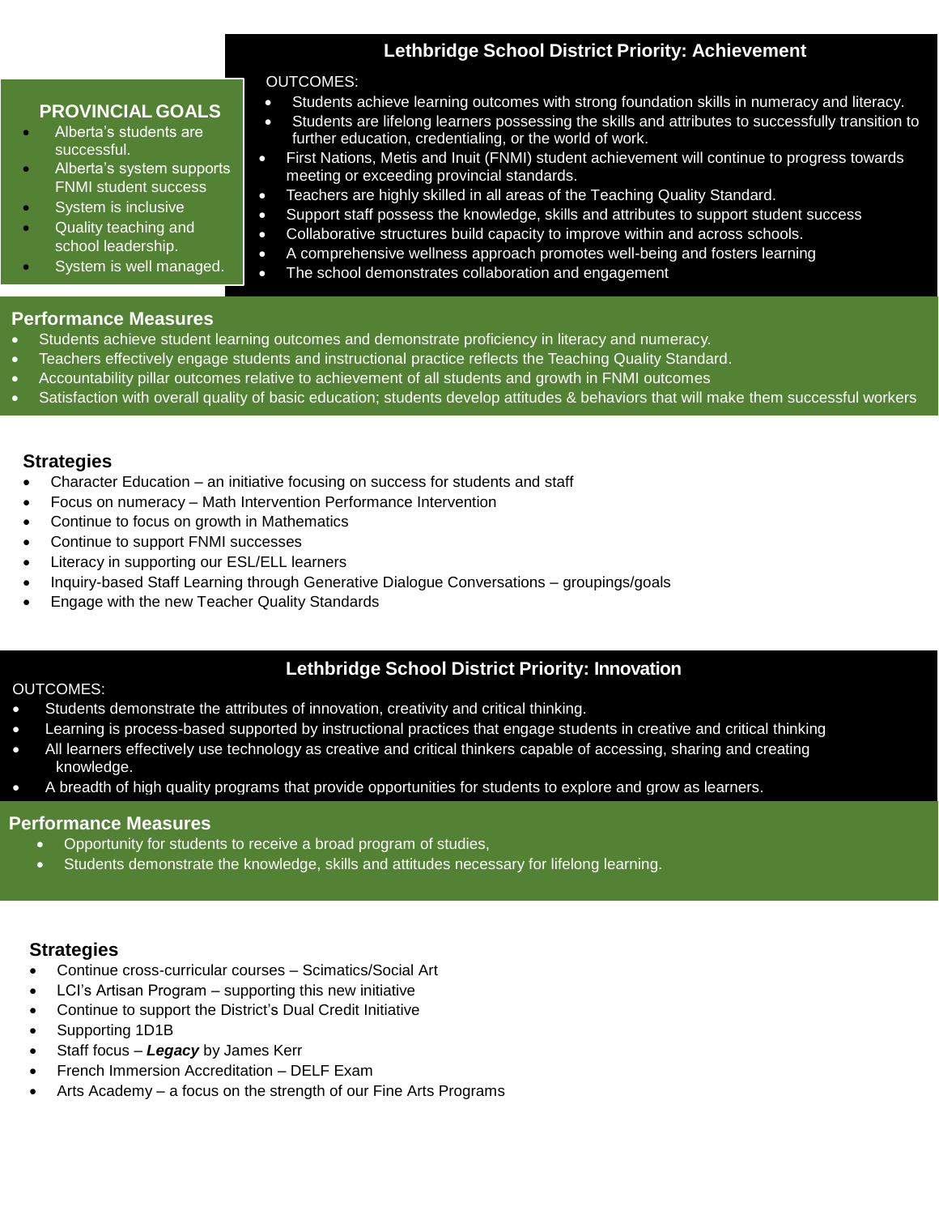## Lethbridge School District Priority: Achievement

### PROVINCIAL GOALS

- Alberta's students are successful.
- Alberta's system supports FNMI student success
- System is inclusive
- Quality teaching and school leadership.
- System is well managed.

OUTCOMES:

- Students achieve learning outcomes with strong foundation skills in numeracy and literacy.
- Students are lifelong learners possessing the skills and attributes to successfully transition to further education, credentialing, or the world of work.
- First Nations, Metis and Inuit (FNMI) student achievement will continue to progress towards meeting or exceeding provincial standards.
- Teachers are highly skilled in all areas of the Teaching Quality Standard.
- Support staff possess the knowledge, skills and attributes to support student success
- Collaborative structures build capacity to improve within and across schools.
- A comprehensive wellness approach promotes well-being and fosters learning
- The school demonstrates collaboration and engagement

### Performance Measures

- Students achieve student learning outcomes and demonstrate proficiency in literacy and numeracy.
- Teachers effectively engage students and instructional practice reflects the Teaching Quality Standard.
- Accountability pillar outcomes relative to achievement of all students and growth in FNMI outcomes
- Satisfaction with overall quality of basic education; students develop attitudes & behaviors that will make them successful workers

### Strategies

- Character Education – an initiative focusing on success for students and staff
- Focus on numeracy – Math Intervention Performance Intervention
- Continue to focus on growth in Mathematics
- Continue to support FNMI successes
- Literacy in supporting our ESL/ELL learners
- Inquiry-based Staff Learning through Generative Dialogue Conversations – groupings/goals
- Engage with the new Teacher Quality Standards

## Lethbridge School District Priority: Innovation

OUTCOMES:

- Students demonstrate the attributes of innovation, creativity and critical thinking.
- Learning is process-based supported by instructional practices that engage students in creative and critical thinking
- All learners effectively use technology as creative and critical thinkers capable of accessing, sharing and creating knowledge.
- A breadth of high quality programs that provide opportunities for students to explore and grow as learners.

### Performance Measures

- Opportunity for students to receive a broad program of studies,
- Students demonstrate the knowledge, skills and attitudes necessary for lifelong learning.

### Strategies

- Continue cross-curricular courses – Scimatics/Social Art
- LCI's Artisan Program – supporting this new initiative
- Continue to support the District's Dual Credit Initiative
- Supporting 1D1B
- Staff focus – ***Legacy*** by James Kerr
- French Immersion Accreditation – DELF Exam
- Arts Academy – a focus on the strength of our Fine Arts Programs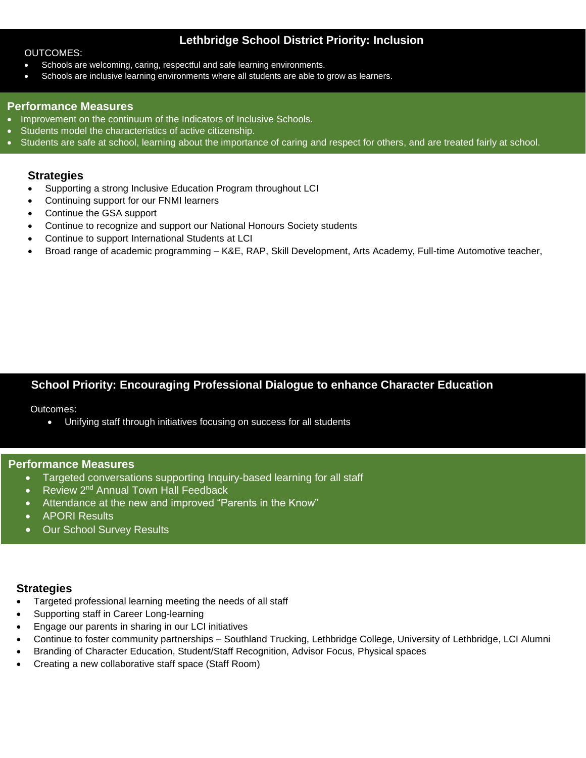## Lethbridge School District Priority: Inclusion

OUTCOMES:

- Schools are welcoming, caring, respectful and safe learning environments.
- Schools are inclusive learning environments where all students are able to grow as learners.

### Performance Measures

- Improvement on the continuum of the Indicators of Inclusive Schools.
- Students model the characteristics of active citizenship.
- Students are safe at school, learning about the importance of caring and respect for others, and are treated fairly at school.

### Strategies

- Supporting a strong Inclusive Education Program throughout LCI
- Continuing support for our FNMI learners
- Continue the GSA support
- Continue to recognize and support our National Honours Society students
- Continue to support International Students at LCI
- Broad range of academic programming – K&E, RAP, Skill Development, Arts Academy, Full-time Automotive teacher,

## School Priority: Encouraging Professional Dialogue to enhance Character Education

Outcomes:

- Unifying staff through initiatives focusing on success for all students

### Performance Measures

- Targeted conversations supporting Inquiry-based learning for all staff
- Review 2nd Annual Town Hall Feedback
- Attendance at the new and improved "Parents in the Know"
- APORI Results
- Our School Survey Results

### Strategies

- Targeted professional learning meeting the needs of all staff
- Supporting staff in Career Long-learning
- Engage our parents in sharing in our LCI initiatives
- Continue to foster community partnerships – Southland Trucking, Lethbridge College, University of Lethbridge, LCI Alumni
- Branding of Character Education, Student/Staff Recognition, Advisor Focus, Physical spaces
- Creating a new collaborative staff space (Staff Room)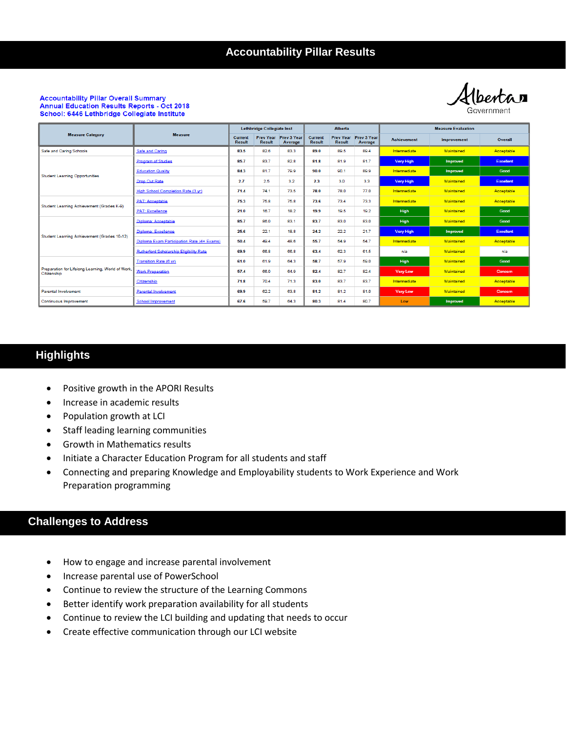# Accountability Pillar Results

**Accountability Pillar Overall Summary**
**Annual Education Results Reports - Oct 2018**
**School: 6446 Lethbridge Collegiate Institute**

Alberta Government

| Measure Category | Measure | Lethbridge Collegiate Inst | | | Alberta | | | Measure Evaluation | | |
|---|---|---|---|---|---|---|---|---|---|---|
| | | Current Result | Prev Year Result | Prev 3 Year Average | Current Result | Prev Year Result | Prev 3 Year Average | Achievement | Improvement | Overall |
| Safe and Caring Schools | Safe and Caring | 83.5 | 82.6 | 83.3 | 89.0 | 89.5 | 89.4 | Intermediate | Maintained | Acceptable |
| Student Learning Opportunities | Program of Studies | 85.7 | 83.7 | 82.8 | 81.8 | 81.9 | 81.7 | Very High | Improved | Excellent |
| | Education Quality | 84.3 | 81.7 | 79.9 | 90.0 | 90.1 | 89.9 | Intermediate | Improved | Good |
| | Drop Out Rate | 2.7 | 2.5 | 3.2 | 2.3 | 3.0 | 3.3 | Very High | Maintained | Excellent |
| | High School Completion Rate (3 yr) | 71.4 | 74.1 | 73.5 | 78.0 | 78.0 | 77.0 | Intermediate | Maintained | Acceptable |
| Student Learning Achievement (Grades K-9) | PAT: Acceptable | 75.3 | 75.8 | 75.8 | 73.6 | 73.4 | 73.3 | Intermediate | Maintained | Acceptable |
| | PAT: Excellence | 21.0 | 16.7 | 18.2 | 19.9 | 19.5 | 19.2 | High | Maintained | Good |
| Student Learning Achievement (Grades 10-12) | Diploma: Acceptable | 85.7 | 86.0 | 83.1 | 83.7 | 83.0 | 83.0 | High | Maintained | Good |
| | Diploma: Excellence | 25.6 | 22.1 | 18.8 | 24.2 | 22.2 | 21.7 | Very High | Improved | Excellent |
| | Diploma Exam Participation Rate (4+ Exams) | 50.4 | 49.4 | 48.6 | 55.7 | 54.9 | 54.7 | Intermediate | Maintained | Acceptable |
| | Rutherford Scholarship Eligibility Rate | 69.9 | 66.8 | 66.8 | 63.4 | 62.3 | 61.5 | n/a | Maintained | n/a |
| Preparation for Lifelong Learning, World of Work, Citizenship | Transition Rate (6 yr) | 61.0 | 61.9 | 64.3 | 58.7 | 57.9 | 59.0 | High | Maintained | Good |
| | Work Preparation | 57.4 | 66.0 | 64.9 | 82.4 | 82.7 | 82.4 | Very Low | Maintained | Concern |
| | Citizenship | 71.8 | 70.4 | 71.3 | 83.0 | 83.7 | 83.7 | Intermediate | Maintained | Acceptable |
| Parental Involvement | Parental Involvement | 69.9 | 62.2 | 63.8 | 81.2 | 81.2 | 81.0 | Very Low | Maintained | Concern |
| Continuous Improvement | School Improvement | 67.6 | 59.7 | 64.3 | 80.3 | 81.4 | 80.7 | Low | Improved | Acceptable |

## Highlights

- Positive growth in the APORI Results
- Increase in academic results
- Population growth at LCI
- Staff leading learning communities
- Growth in Mathematics results
- Initiate a Character Education Program for all students and staff
- Connecting and preparing Knowledge and Employability students to Work Experience and Work Preparation programming

## Challenges to Address

- How to engage and increase parental involvement
- Increase parental use of PowerSchool
- Continue to review the structure of the Learning Commons
- Better identify work preparation availability for all students
- Continue to review the LCI building and updating that needs to occur
- Create effective communication through our LCI website